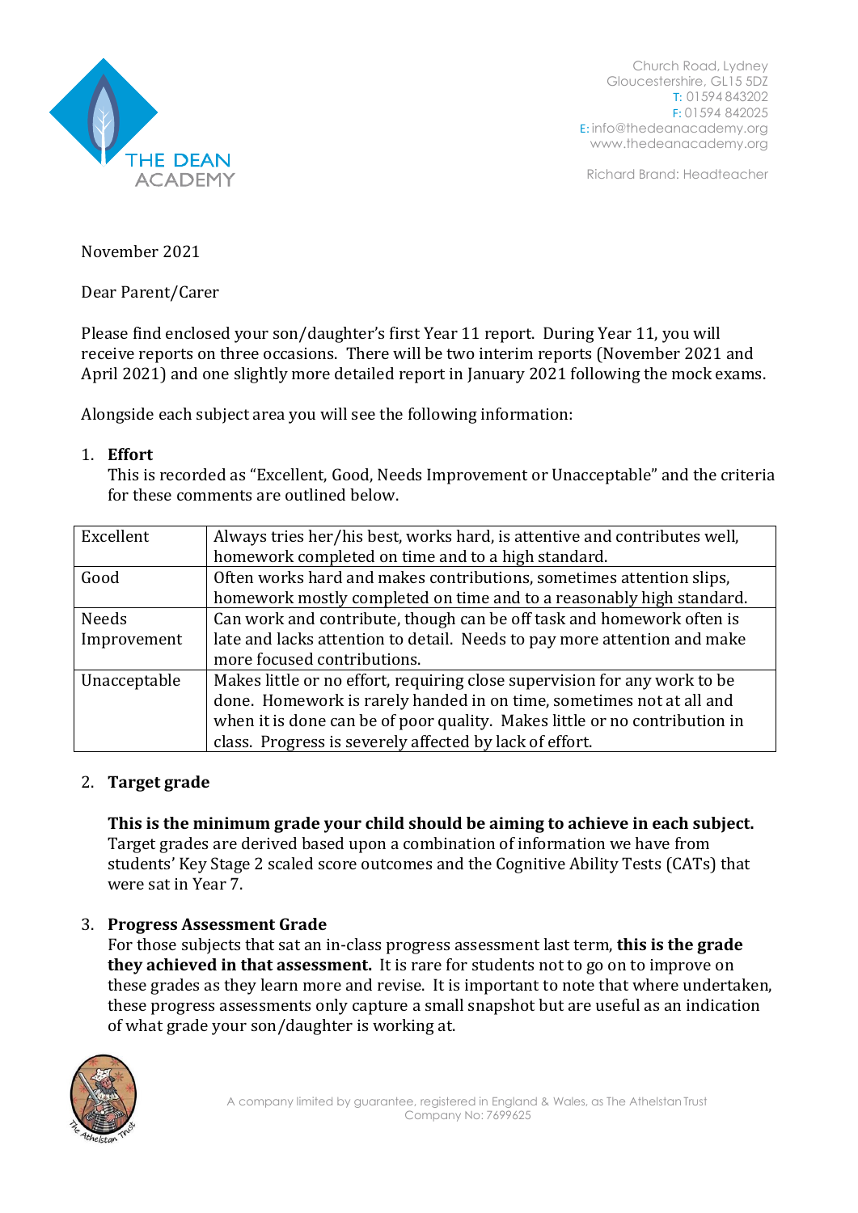THE DEAN ACADEMY

Church Road, Lydney
Gloucestershire, GL15 5DZ
T: 01594 843202
F: 01594 842025
E: info@thedeanacademy.org
www.thedeanacademy.org

Richard Brand: Headteacher

November 2021

Dear Parent/Carer

Please find enclosed your son/daughter's first Year 11 report. During Year 11, you will receive reports on three occasions. There will be two interim reports (November 2021 and April 2021) and one slightly more detailed report in January 2021 following the mock exams.

Alongside each subject area you will see the following information:

1. **Effort**
   This is recorded as "Excellent, Good, Needs Improvement or Unacceptable" and the criteria for these comments are outlined below.

| | |
|---|---|
| Excellent | Always tries her/his best, works hard, is attentive and contributes well, homework completed on time and to a high standard. |
| Good | Often works hard and makes contributions, sometimes attention slips, homework mostly completed on time and to a reasonably high standard. |
| Needs Improvement | Can work and contribute, though can be off task and homework often is late and lacks attention to detail. Needs to pay more attention and make more focused contributions. |
| Unacceptable | Makes little or no effort, requiring close supervision for any work to be done. Homework is rarely handed in on time, sometimes not at all and when it is done can be of poor quality. Makes little or no contribution in class. Progress is severely affected by lack of effort. |

2. **Target grade**

   **This is the minimum grade your child should be aiming to achieve in each subject.** Target grades are derived based upon a combination of information we have from students' Key Stage 2 scaled score outcomes and the Cognitive Ability Tests (CATs) that were sat in Year 7.

3. **Progress Assessment Grade**
   For those subjects that sat an in-class progress assessment last term, **this is the grade they achieved in that assessment.** It is rare for students not to go on to improve on these grades as they learn more and revise. It is important to note that where undertaken, these progress assessments only capture a small snapshot but are useful as an indication of what grade your son/daughter is working at.

A company limited by guarantee, registered in England & Wales, as The Athelstan Trust
Company No: 7699625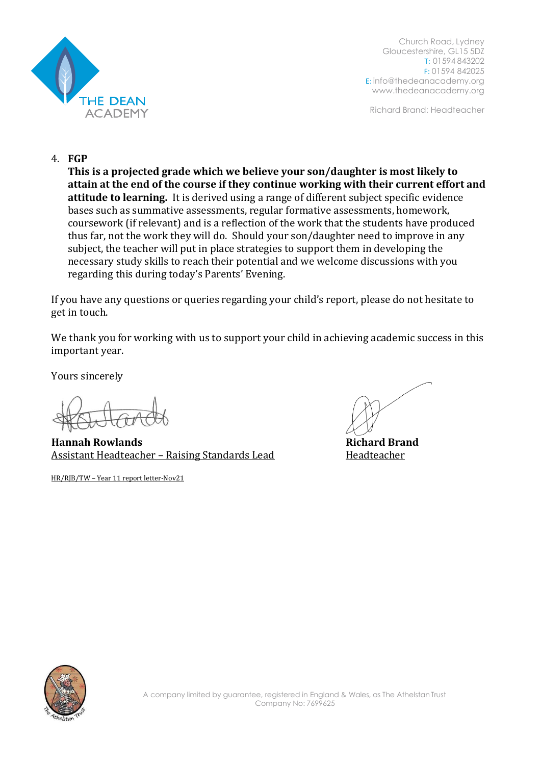Church Road, Lydney
Gloucestershire, GL15 5DZ
T: 01594 843202
F: 01594 842025
E: info@thedeanacademy.org
www.thedeanacademy.org

Richard Brand: Headteacher

4. **FGP**
   **This is a projected grade which we believe your son/daughter is most likely to attain at the end of the course if they continue working with their current effort and attitude to learning.** It is derived using a range of different subject specific evidence bases such as summative assessments, regular formative assessments, homework, coursework (if relevant) and is a reflection of the work that the students have produced thus far, not the work they will do. Should your son/daughter need to improve in any subject, the teacher will put in place strategies to support them in developing the necessary study skills to reach their potential and we welcome discussions with you regarding this during today's Parents' Evening.

If you have any questions or queries regarding your child's report, please do not hesitate to get in touch.

We thank you for working with us to support your child in achieving academic success in this important year.

Yours sincerely

**Hannah Rowlands**
Assistant Headteacher – Raising Standards Lead

**Richard Brand**
Headteacher

HR/RJB/TW – Year 11 report letter-Nov21

A company limited by guarantee, registered in England & Wales, as The Athelstan Trust
Company No: 7699625